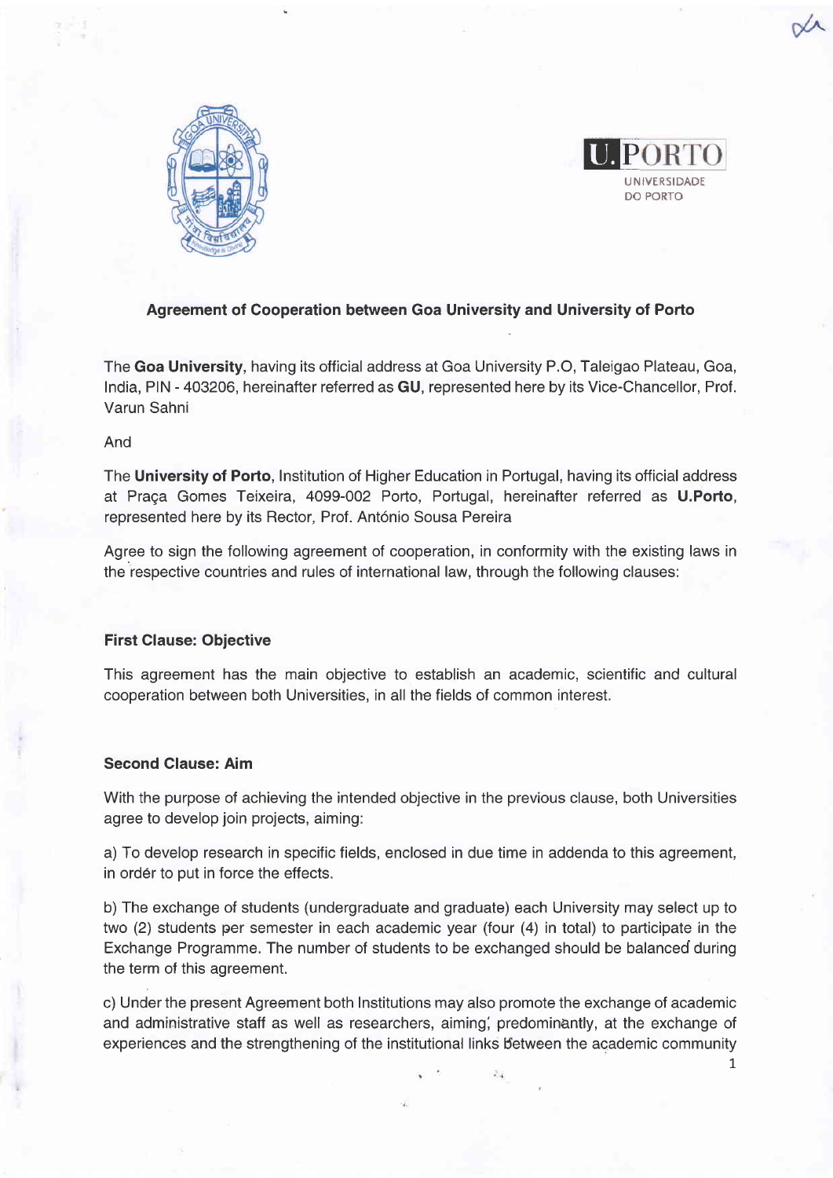**Agreement of Cooperation between Goa University and University of Porto**

The **Goa University**, having its official address at Goa University P.O, Taleigao Plateau, Goa, India, PIN - 403206, hereinafter referred as **GU**, represented here by its Vice-Chancellor, Prof. Varun Sahni

And

The **University of Porto**, Institution of Higher Education in Portugal, having its official address at Praça Gomes Teixeira, 4099-002 Porto, Portugal, hereinafter referred as **U.Porto**, represented here by its Rector, Prof. António Sousa Pereira

Agree to sign the following agreement of cooperation, in conformity with the existing laws in the respective countries and rules of international law, through the following clauses:

**First Clause: Objective**

This agreement has the main objective to establish an academic, scientific and cultural cooperation between both Universities, in all the fields of common interest.

**Second Clause: Aim**

With the purpose of achieving the intended objective in the previous clause, both Universities agree to develop join projects, aiming:

a) To develop research in specific fields, enclosed in due time in addenda to this agreement, in order to put in force the effects.

b) The exchange of students (undergraduate and graduate) each University may select up to two (2) students per semester in each academic year (four (4) in total) to participate in the Exchange Programme. The number of students to be exchanged should be balanced during the term of this agreement.

c) Under the present Agreement both Institutions may also promote the exchange of academic and administrative staff as well as researchers, aiming, predominantly, at the exchange of experiences and the strengthening of the institutional links between the academic community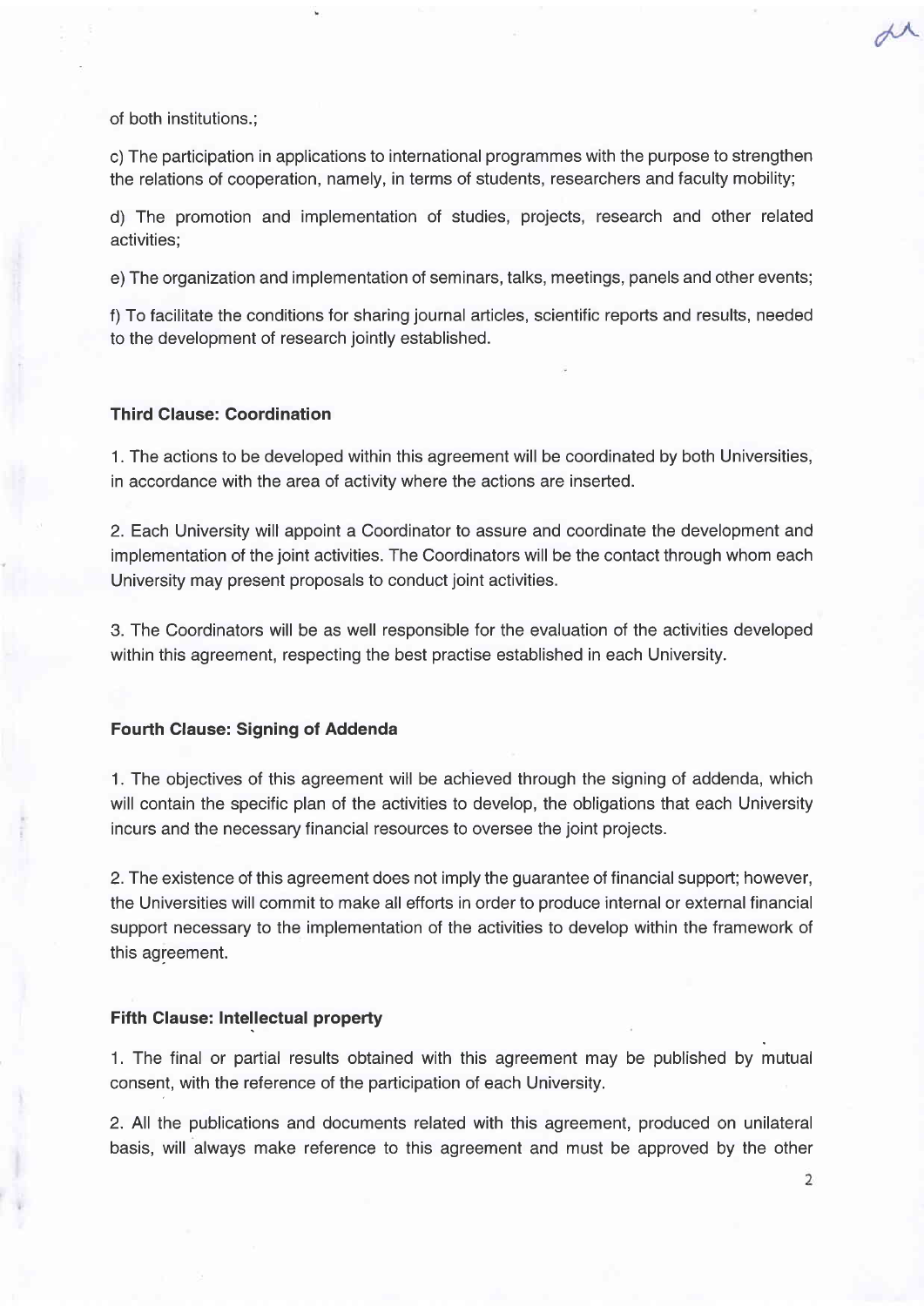of both institutions.;

c) The participation in applications to international programmes with the purpose to strengthen the relations of cooperation, namely, in terms of students, researchers and faculty mobility;

d) The promotion and implementation of studies, projects, research and other related activities;

e) The organization and implementation of seminars, talks, meetings, panels and other events;

f) To facilitate the conditions for sharing journal articles, scientific reports and results, needed to the development of research jointly established.

**Third Clause: Coordination**

1. The actions to be developed within this agreement will be coordinated by both Universities, in accordance with the area of activity where the actions are inserted.

2. Each University will appoint a Coordinator to assure and coordinate the development and implementation of the joint activities. The Coordinators will be the contact through whom each University may present proposals to conduct joint activities.

3. The Coordinators will be as well responsible for the evaluation of the activities developed within this agreement, respecting the best practise established in each University.

**Fourth Clause: Signing of Addenda**

1. The objectives of this agreement will be achieved through the signing of addenda, which will contain the specific plan of the activities to develop, the obligations that each University incurs and the necessary financial resources to oversee the joint projects.

2. The existence of this agreement does not imply the guarantee of financial support; however, the Universities will commit to make all efforts in order to produce internal or external financial support necessary to the implementation of the activities to develop within the framework of this agreement.

**Fifth Clause: Intellectual property**

1. The final or partial results obtained with this agreement may be published by mutual consent, with the reference of the participation of each University.

2. All the publications and documents related with this agreement, produced on unilateral basis, will always make reference to this agreement and must be approved by the other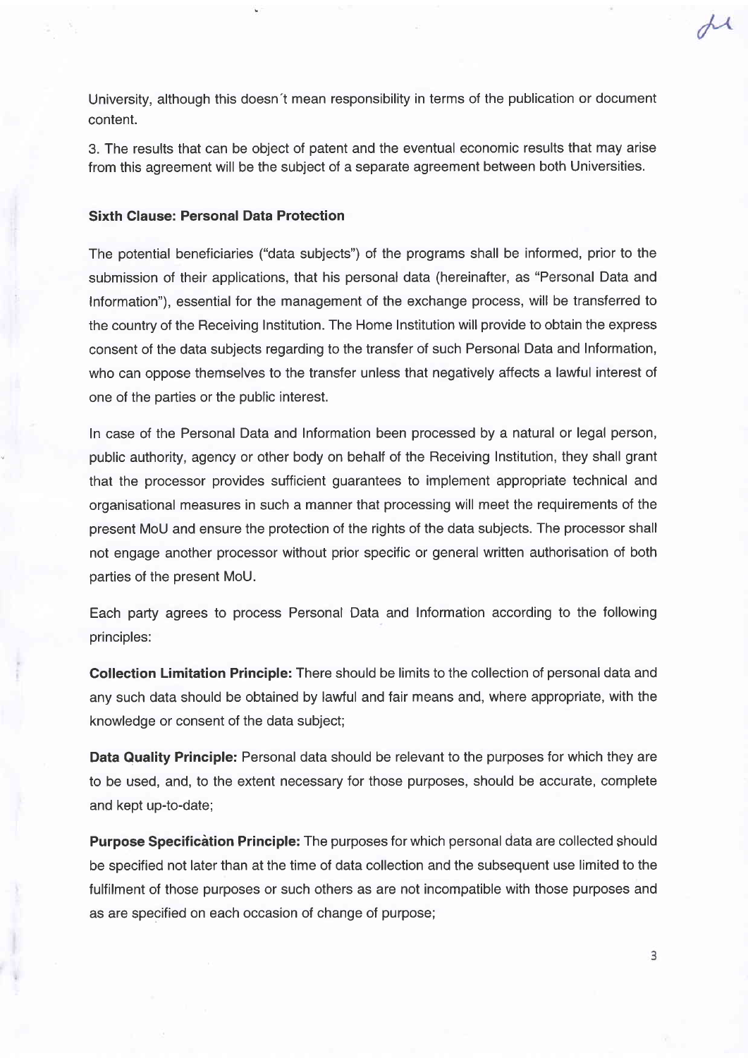University, although this doesn´t mean responsibility in terms of the publication or document content.

3. The results that can be object of patent and the eventual economic results that may arise from this agreement will be the subject of a separate agreement between both Universities.

**Sixth Clause: Personal Data Protection**

The potential beneficiaries ("data subjects") of the programs shall be informed, prior to the submission of their applications, that his personal data (hereinafter, as "Personal Data and Information"), essential for the management of the exchange process, will be transferred to the country of the Receiving Institution. The Home Institution will provide to obtain the express consent of the data subjects regarding to the transfer of such Personal Data and Information, who can oppose themselves to the transfer unless that negatively affects a lawful interest of one of the parties or the public interest.

In case of the Personal Data and Information been processed by a natural or legal person, public authority, agency or other body on behalf of the Receiving Institution, they shall grant that the processor provides sufficient guarantees to implement appropriate technical and organisational measures in such a manner that processing will meet the requirements of the present MoU and ensure the protection of the rights of the data subjects. The processor shall not engage another processor without prior specific or general written authorisation of both parties of the present MoU.

Each party agrees to process Personal Data and Information according to the following principles:

**Collection Limitation Principle:** There should be limits to the collection of personal data and any such data should be obtained by lawful and fair means and, where appropriate, with the knowledge or consent of the data subject;

**Data Quality Principle:** Personal data should be relevant to the purposes for which they are to be used, and, to the extent necessary for those purposes, should be accurate, complete and kept up-to-date;

**Purpose Specification Principle:** The purposes for which personal data are collected should be specified not later than at the time of data collection and the subsequent use limited to the fulfilment of those purposes or such others as are not incompatible with those purposes and as are specified on each occasion of change of purpose;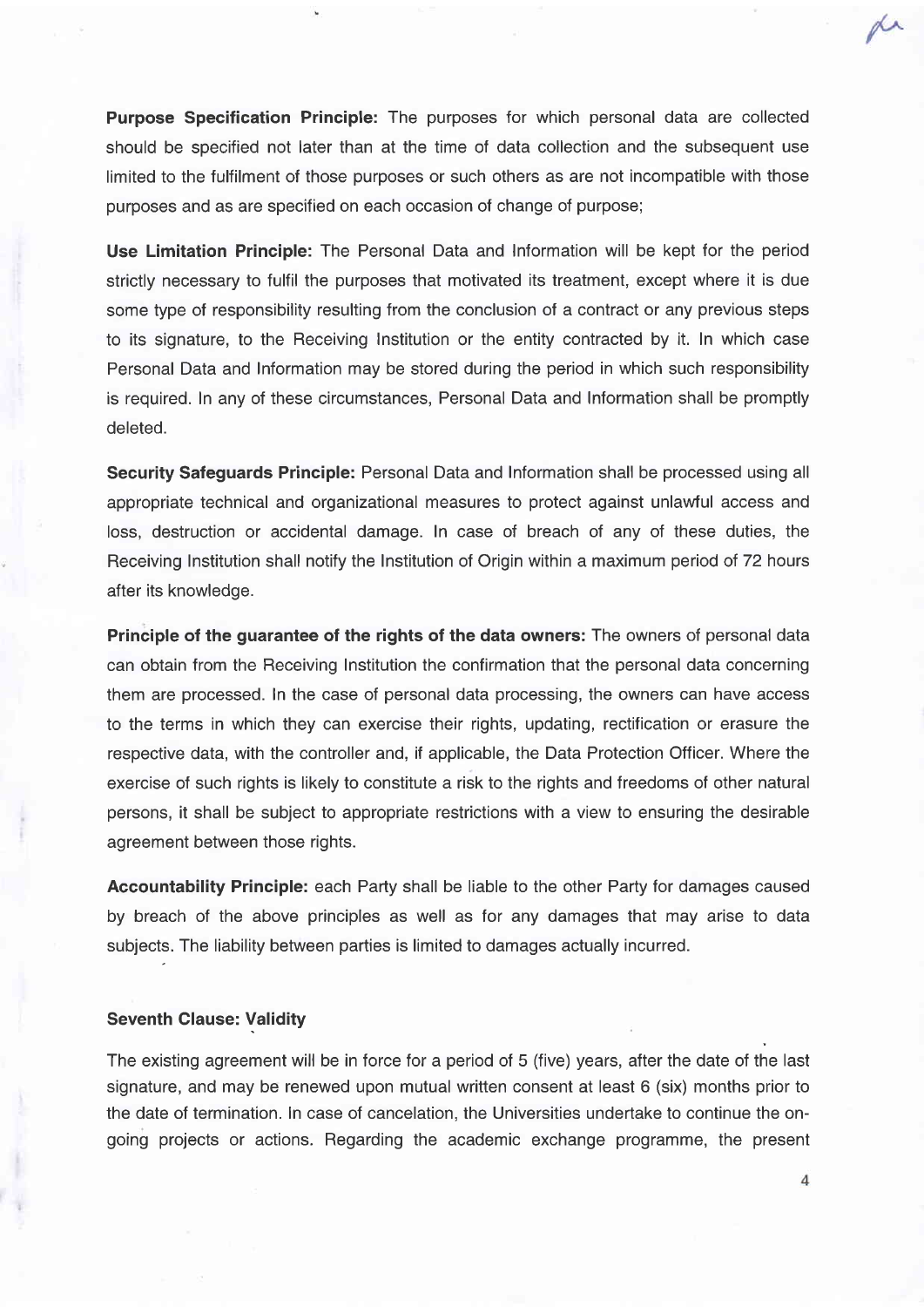**Purpose Specification Principle:** The purposes for which personal data are collected should be specified not later than at the time of data collection and the subsequent use limited to the fulfilment of those purposes or such others as are not incompatible with those purposes and as are specified on each occasion of change of purpose;

**Use Limitation Principle:** The Personal Data and Information will be kept for the period strictly necessary to fulfil the purposes that motivated its treatment, except where it is due some type of responsibility resulting from the conclusion of a contract or any previous steps to its signature, to the Receiving Institution or the entity contracted by it. In which case Personal Data and Information may be stored during the period in which such responsibility is required. In any of these circumstances, Personal Data and Information shall be promptly deleted.

**Security Safeguards Principle:** Personal Data and Information shall be processed using all appropriate technical and organizational measures to protect against unlawful access and loss, destruction or accidental damage. In case of breach of any of these duties, the Receiving Institution shall notify the Institution of Origin within a maximum period of 72 hours after its knowledge.

**Principle of the guarantee of the rights of the data owners:** The owners of personal data can obtain from the Receiving Institution the confirmation that the personal data concerning them are processed. In the case of personal data processing, the owners can have access to the terms in which they can exercise their rights, updating, rectification or erasure the respective data, with the controller and, if applicable, the Data Protection Officer. Where the exercise of such rights is likely to constitute a risk to the rights and freedoms of other natural persons, it shall be subject to appropriate restrictions with a view to ensuring the desirable agreement between those rights.

**Accountability Principle:** each Party shall be liable to the other Party for damages caused by breach of the above principles as well as for any damages that may arise to data subjects. The liability between parties is limited to damages actually incurred.

**Seventh Clause: Validity**

The existing agreement will be in force for a period of 5 (five) years, after the date of the last signature, and may be renewed upon mutual written consent at least 6 (six) months prior to the date of termination. In case of cancelation, the Universities undertake to continue the on-going projects or actions. Regarding the academic exchange programme, the present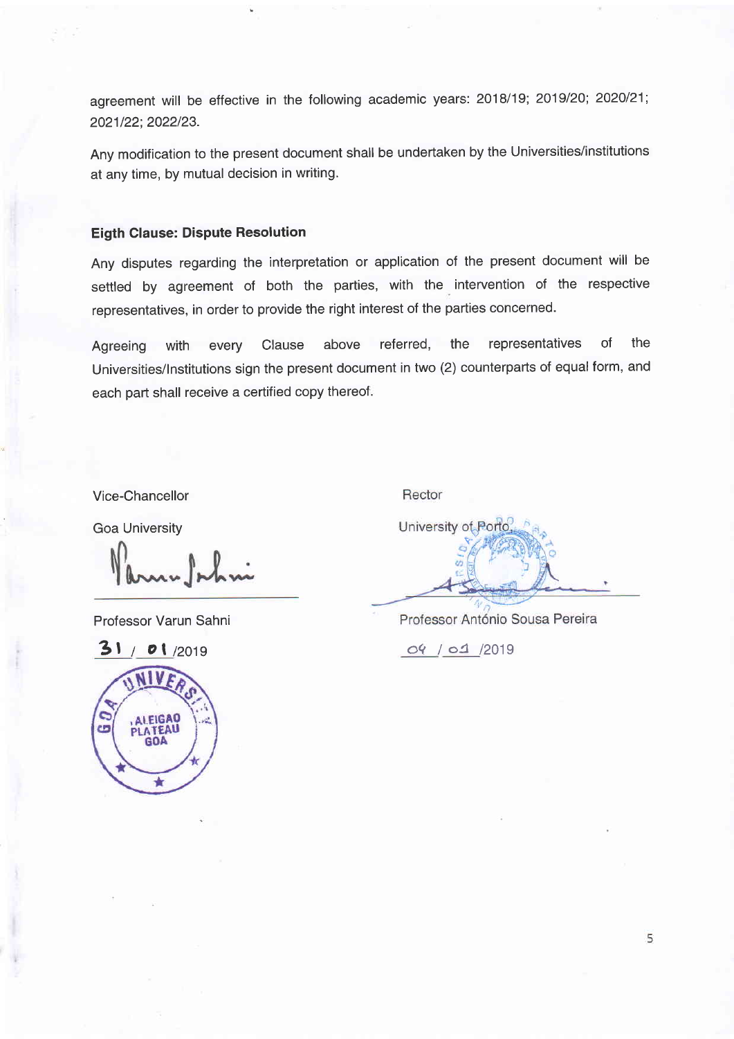agreement will be effective in the following academic years: 2018/19; 2019/20; 2020/21; 2021/22; 2022/23.

Any modification to the present document shall be undertaken by the Universities/institutions at any time, by mutual decision in writing.

**Eigth Clause: Dispute Resolution**

Any disputes regarding the interpretation or application of the present document will be settled by agreement of both the parties, with the intervention of the respective representatives, in order to provide the right interest of the parties concerned.

Agreeing with every Clause above referred, the representatives of the Universities/Institutions sign the present document in two (2) counterparts of equal form, and each part shall receive a certified copy thereof.

Vice-Chancellor

Goa University

Professor Varun Sahni

31 / 01 /2019

GOA UNIVERSITY, ALEIGAO PLATEAU GOA

Rector

University of Porto

Professor António Sousa Pereira

04 / 01 /2019